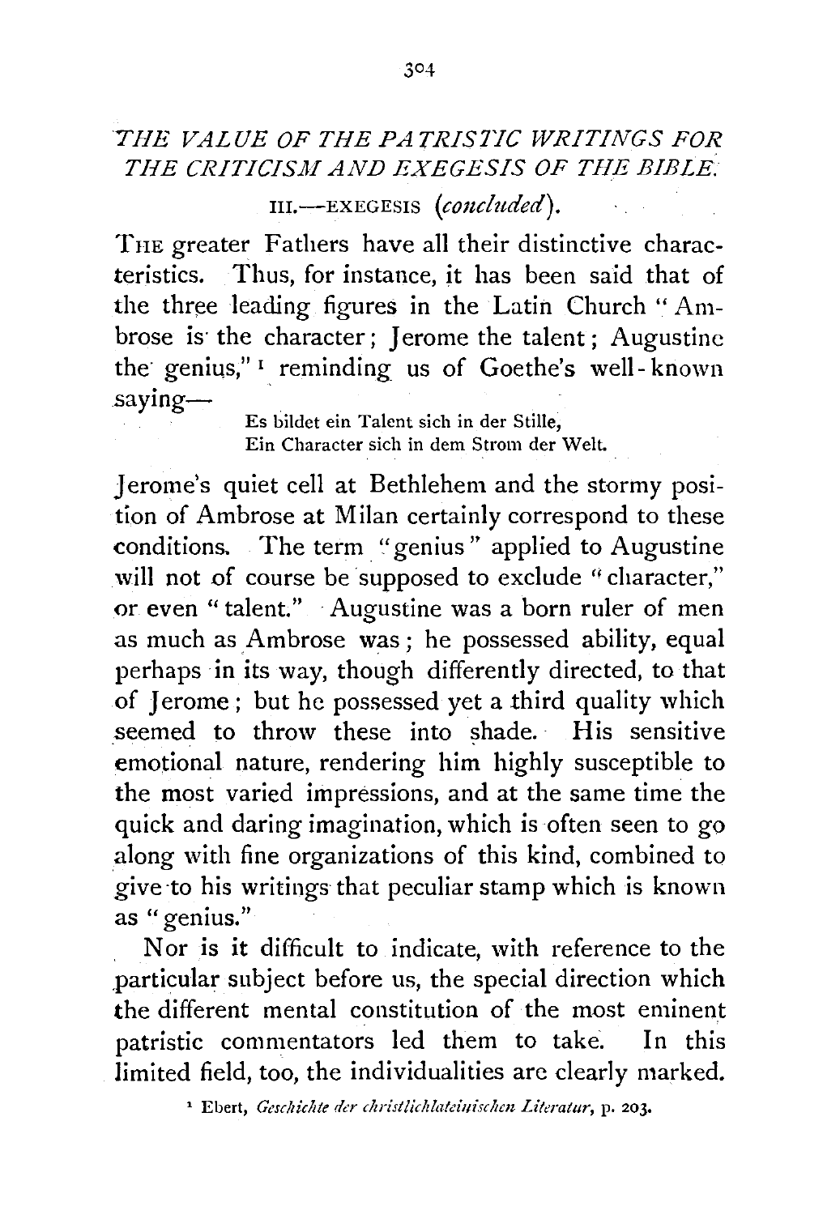## *THE VALUE OF THE PATRISTIC WRITINGS FOR THE CRITICISM AND EXEGESIS OF THE BIBLE.*

### III.—EXEGESIS (*concluded*).

THE greater Fathers have all their distinctive characteristics. Thus, for instance, it has been said that of the three leading figures in the Latin Church "Ambrose is the character; Jerome the talent; Augustine the genius,"[1] reminding us of Goethe's well-known saying—

> Es bildet ein Talent sich in der Stille,
> Ein Character sich in dem Strom der Welt.

Jerome's quiet cell at Bethlehem and the stormy position of Ambrose at Milan certainly correspond to these conditions. The term "genius" applied to Augustine will not of course be supposed to exclude "character," or even "talent." Augustine was a born ruler of men as much as Ambrose was; he possessed ability, equal perhaps in its way, though differently directed, to that of Jerome; but he possessed yet a third quality which seemed to throw these into shade. His sensitive emotional nature, rendering him highly susceptible to the most varied impressions, and at the same time the quick and daring imagination, which is often seen to go along with fine organizations of this kind, combined to give to his writings that peculiar stamp which is known as "genius."

Nor is it difficult to indicate, with reference to the particular subject before us, the special direction which the different mental constitution of the most eminent patristic commentators led them to take. In this limited field, too, the individualities are clearly marked.

[1] Ebert, *Geschichte der christlichlateinischen Literatur*, p. 203.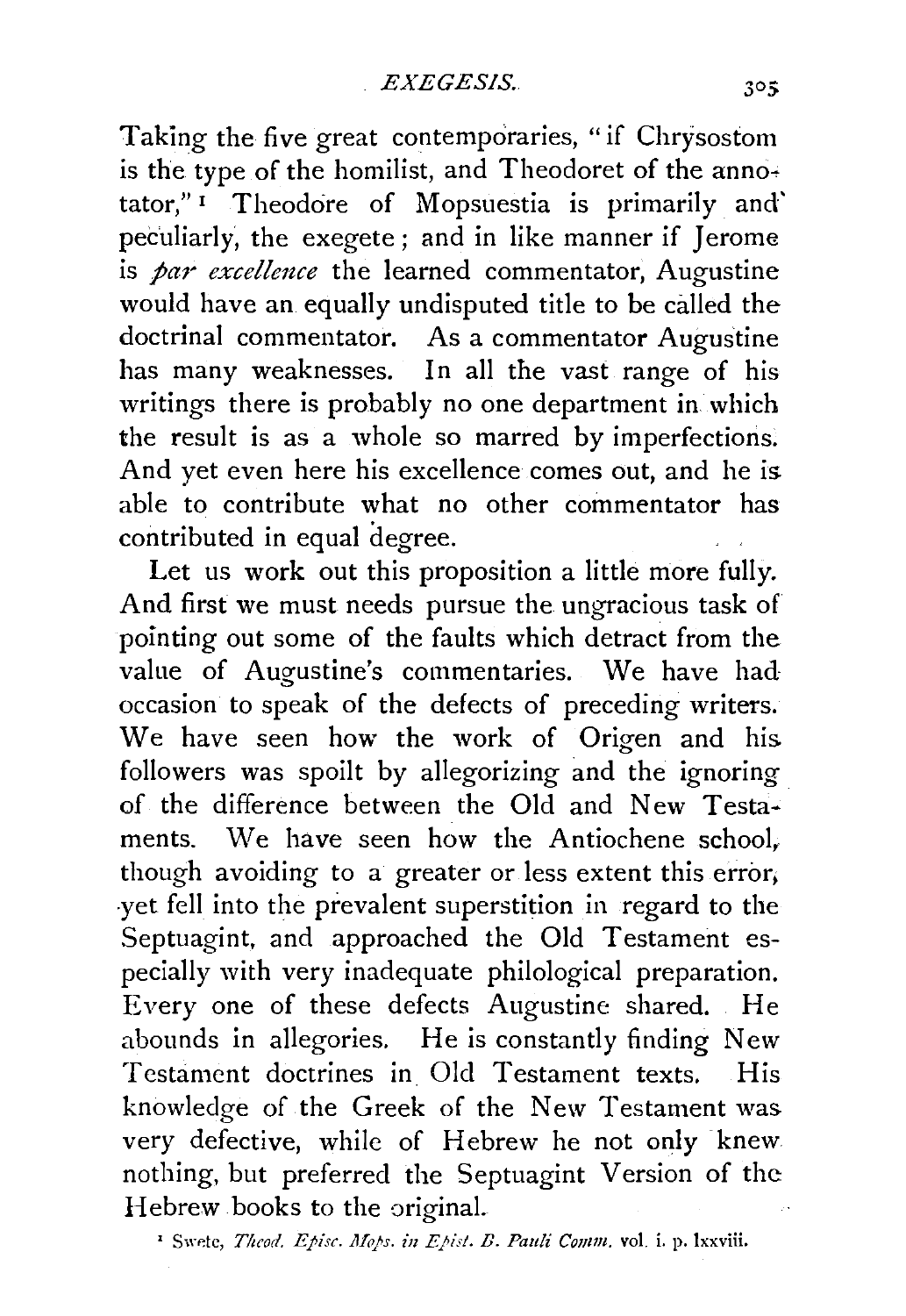Taking the five great contemporaries, "if Chrysostom is the type of the homilist, and Theodoret of the annotator,"[1] Theodore of Mopsuestia is primarily and peculiarly, the exegete; and in like manner if Jerome is *par excellence* the learned commentator, Augustine would have an equally undisputed title to be called the doctrinal commentator. As a commentator Augustine has many weaknesses. In all the vast range of his writings there is probably no one department in which the result is as a whole so marred by imperfections. And yet even here his excellence comes out, and he is able to contribute what no other commentator has contributed in equal degree.

Let us work out this proposition a little more fully. And first we must needs pursue the ungracious task of pointing out some of the faults which detract from the value of Augustine's commentaries. We have had occasion to speak of the defects of preceding writers. We have seen how the work of Origen and his followers was spoilt by allegorizing and the ignoring of the difference between the Old and New Testaments. We have seen how the Antiochene school, though avoiding to a greater or less extent this error, yet fell into the prevalent superstition in regard to the Septuagint, and approached the Old Testament especially with very inadequate philological preparation. Every one of these defects Augustine shared. He abounds in allegories. He is constantly finding New Testament doctrines in Old Testament texts. His knowledge of the Greek of the New Testament was very defective, while of Hebrew he not only knew nothing, but preferred the Septuagint Version of the Hebrew books to the original.

[1] Swete, *Theod. Episc. Mops. in Epist. B. Pauli Comm.* vol. i. p. lxxviii.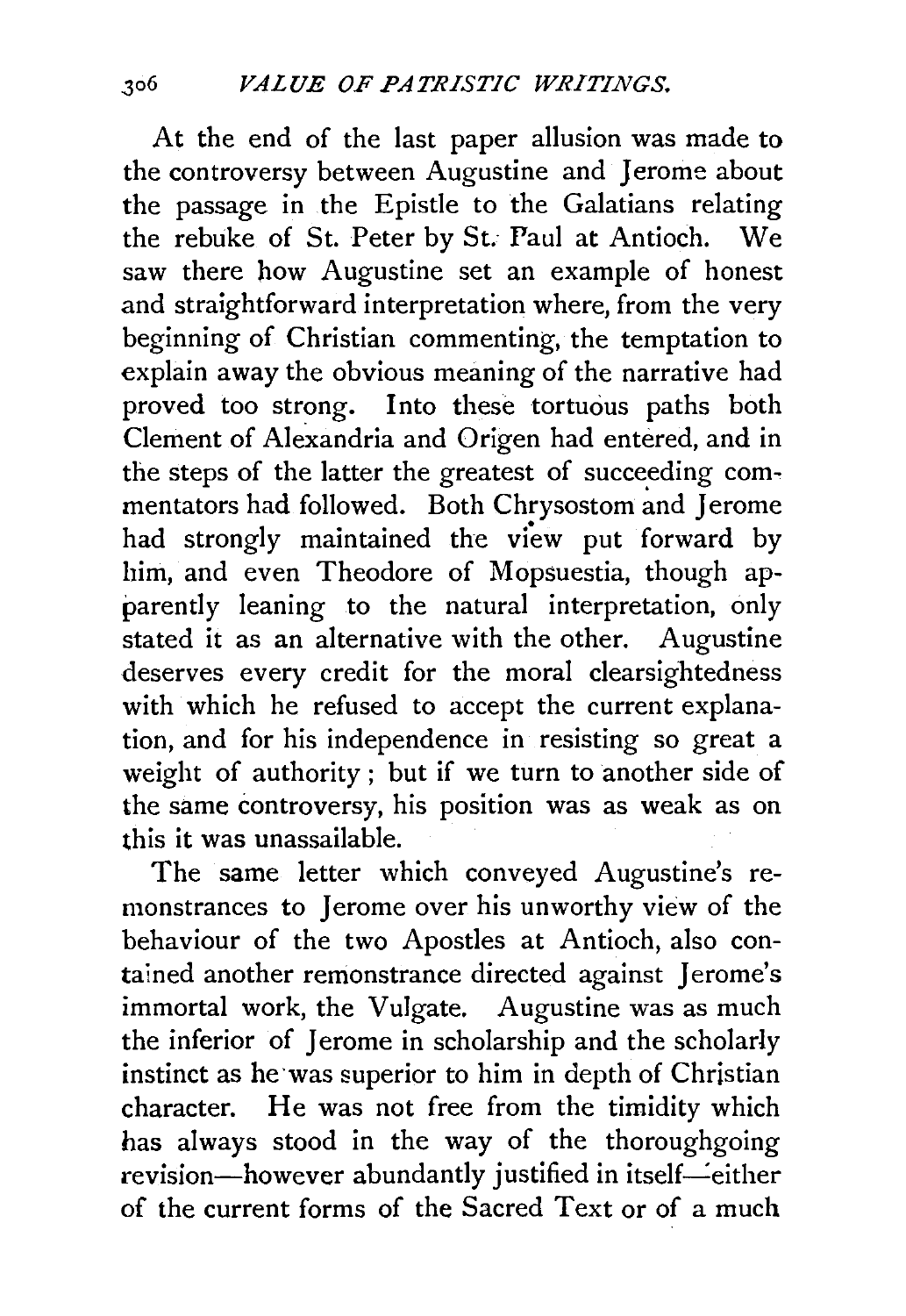At the end of the last paper allusion was made to the controversy between Augustine and Jerome about the passage in the Epistle to the Galatians relating the rebuke of St. Peter by St. Paul at Antioch. We saw there how Augustine set an example of honest and straightforward interpretation where, from the very beginning of Christian commenting, the temptation to explain away the obvious meaning of the narrative had proved too strong. Into these tortuous paths both Clement of Alexandria and Origen had entered, and in the steps of the latter the greatest of succeeding commentators had followed. Both Chrysostom and Jerome had strongly maintained the view put forward by him, and even Theodore of Mopsuestia, though apparently leaning to the natural interpretation, only stated it as an alternative with the other. Augustine deserves every credit for the moral clearsightedness with which he refused to accept the current explanation, and for his independence in resisting so great a weight of authority; but if we turn to another side of the same controversy, his position was as weak as on this it was unassailable.

The same letter which conveyed Augustine's remonstrances to Jerome over his unworthy view of the behaviour of the two Apostles at Antioch, also contained another remonstrance directed against Jerome's immortal work, the Vulgate. Augustine was as much the inferior of Jerome in scholarship and the scholarly instinct as he was superior to him in depth of Christian character. He was not free from the timidity which has always stood in the way of the thoroughgoing revision—however abundantly justified in itself—either of the current forms of the Sacred Text or of a much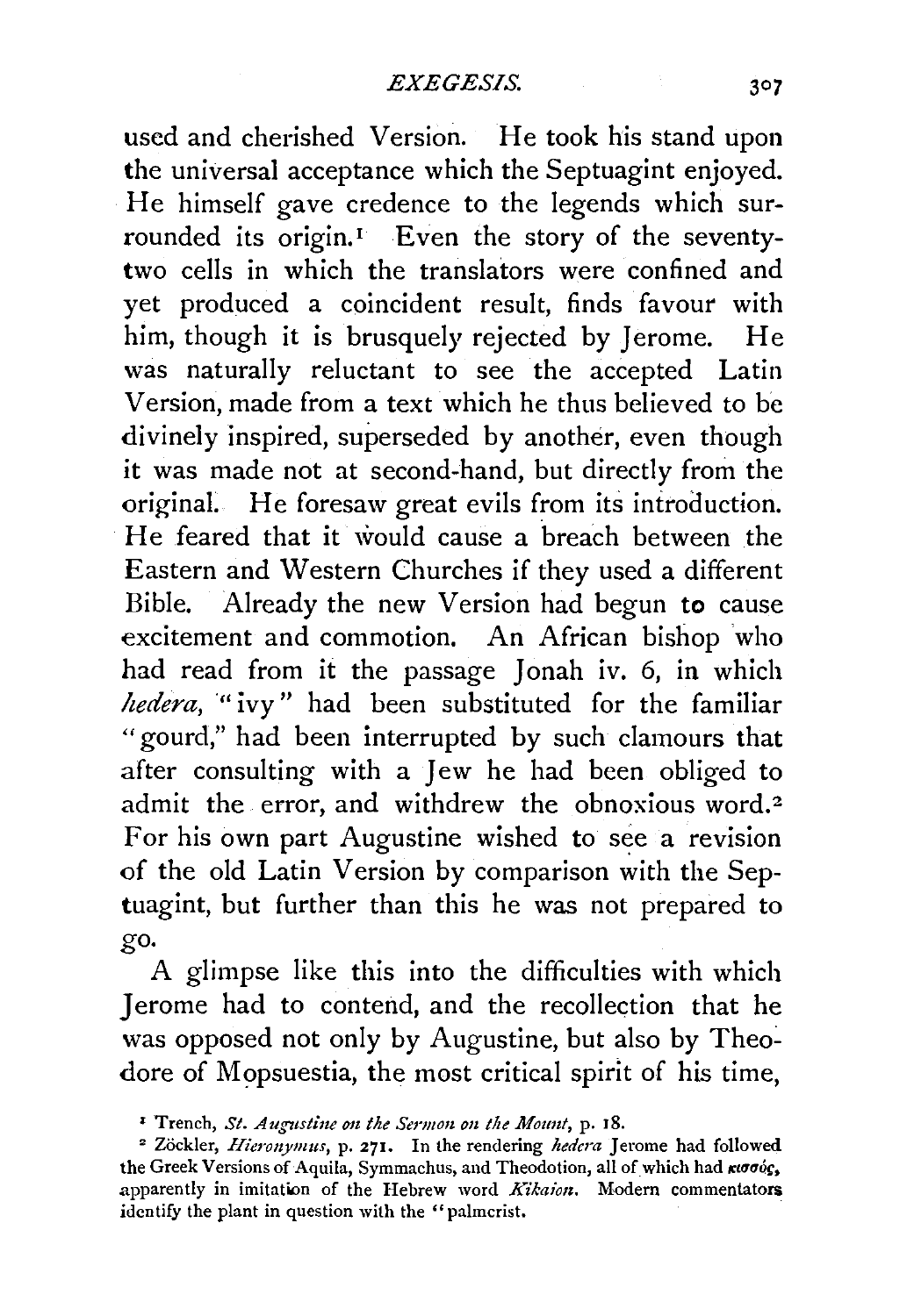used and cherished Version. He took his stand upon the universal acceptance which the Septuagint enjoyed. He himself gave credence to the legends which surrounded its origin.[1] Even the story of the seventy-two cells in which the translators were confined and yet produced a coincident result, finds favour with him, though it is brusquely rejected by Jerome. He was naturally reluctant to see the accepted Latin Version, made from a text which he thus believed to be divinely inspired, superseded by another, even though it was made not at second-hand, but directly from the original. He foresaw great evils from its introduction. He feared that it would cause a breach between the Eastern and Western Churches if they used a different Bible. Already the new Version had begun to cause excitement and commotion. An African bishop who had read from it the passage Jonah iv. 6, in which *hedera*, "ivy" had been substituted for the familiar "gourd," had been interrupted by such clamours that after consulting with a Jew he had been obliged to admit the error, and withdrew the obnoxious word.[2] For his own part Augustine wished to see a revision of the old Latin Version by comparison with the Septuagint, but further than this he was not prepared to go.

A glimpse like this into the difficulties with which Jerome had to contend, and the recollection that he was opposed not only by Augustine, but also by Theodore of Mopsuestia, the most critical spirit of his time,

[1] Trench, *St. Augustine on the Sermon on the Mount*, p. 18.

[2] Zöckler, *Hieronymus*, p. 271. In the rendering *hedera* Jerome had followed the Greek Versions of Aquila, Symmachus, and Theodotion, all of which had κισσός, apparently in imitation of the Hebrew word *Kikaion*. Modern commentators identify the plant in question with the "palmcrist.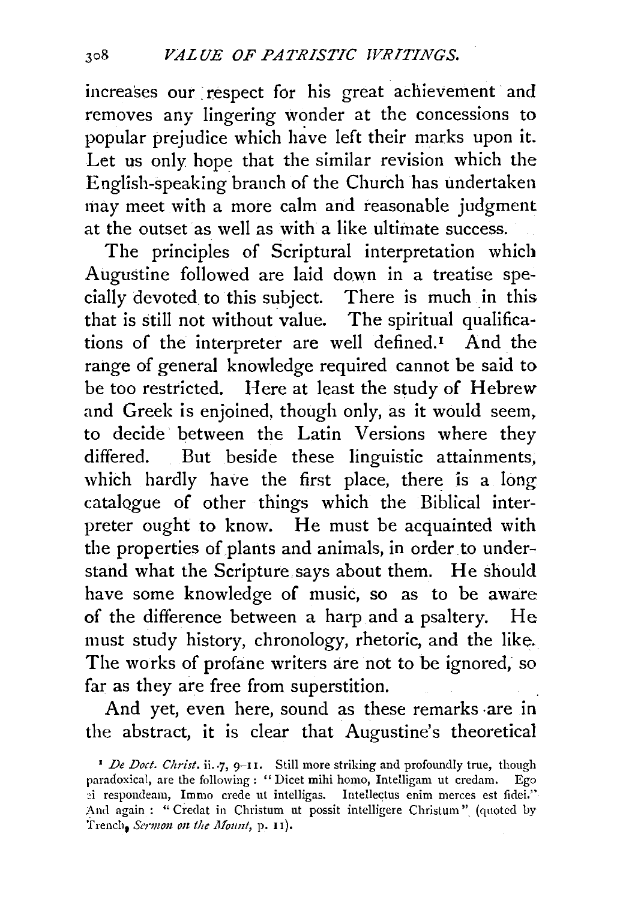increases our respect for his great achievement and removes any lingering wonder at the concessions to popular prejudice which have left their marks upon it. Let us only hope that the similar revision which the English-speaking branch of the Church has undertaken may meet with a more calm and reasonable judgment at the outset as well as with a like ultimate success.

The principles of Scriptural interpretation which Augustine followed are laid down in a treatise specially devoted to this subject. There is much in this that is still not without value. The spiritual qualifications of the interpreter are well defined.[1] And the range of general knowledge required cannot be said to be too restricted. Here at least the study of Hebrew and Greek is enjoined, though only, as it would seem, to decide between the Latin Versions where they differed. But beside these linguistic attainments, which hardly have the first place, there is a long catalogue of other things which the Biblical interpreter ought to know. He must be acquainted with the properties of plants and animals, in order to understand what the Scripture says about them. He should have some knowledge of music, so as to be aware of the difference between a harp and a psaltery. He must study history, chronology, rhetoric, and the like. The works of profane writers are not to be ignored, so far as they are free from superstition.

And yet, even here, sound as these remarks are in the abstract, it is clear that Augustine's theoretical

[1] *De Doct. Christ.* ii. 7, 9–11. Still more striking and profoundly true, though paradoxical, are the following: "Dicet mihi homo, Intelligam ut credam. Ego si respondeam, Immo crede ut intelligas. Intellectus enim merces est fidei." And again: "Credat in Christum ut possit intelligere Christum" (quoted by Trench, *Sermon on the Mount*, p. 11).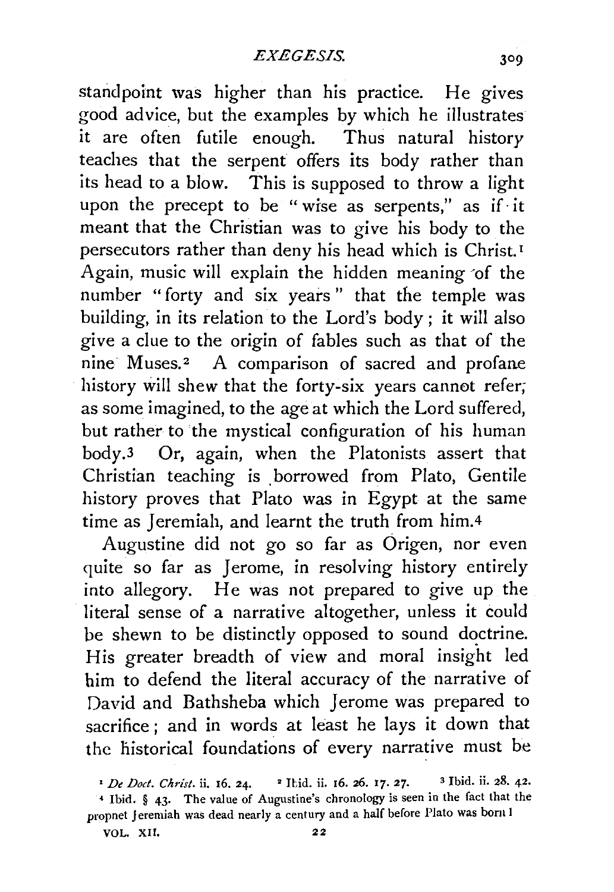standpoint was higher than his practice. He gives good advice, but the examples by which he illustrates it are often futile enough. Thus natural history teaches that the serpent offers its body rather than its head to a blow. This is supposed to throw a light upon the precept to be "wise as serpents," as if it meant that the Christian was to give his body to the persecutors rather than deny his head which is Christ.[1] Again, music will explain the hidden meaning of the number "forty and six years" that the temple was building, in its relation to the Lord's body; it will also give a clue to the origin of fables such as that of the nine Muses.[2] A comparison of sacred and profane history will shew that the forty-six years cannot refer, as some imagined, to the age at which the Lord suffered, but rather to the mystical configuration of his human body.[3] Or, again, when the Platonists assert that Christian teaching is borrowed from Plato, Gentile history proves that Plato was in Egypt at the same time as Jeremiah, and learnt the truth from him.[4]

Augustine did not go so far as Origen, nor even quite so far as Jerome, in resolving history entirely into allegory. He was not prepared to give up the literal sense of a narrative altogether, unless it could be shewn to be distinctly opposed to sound doctrine. His greater breadth of view and moral insight led him to defend the literal accuracy of the narrative of David and Bathsheba which Jerome was prepared to sacrifice; and in words at least he lays it down that the historical foundations of every narrative must be

[1] *De Doct. Christ.* ii. 16. 24. [2] Ibid. ii. 16. 26. 17. 27. [3] Ibid. ii. 28. 42.

[4] Ibid. § 43. The value of Augustine's chronology is seen in the fact that the propnet Jeremiah was dead nearly a century and a half before Plato was born!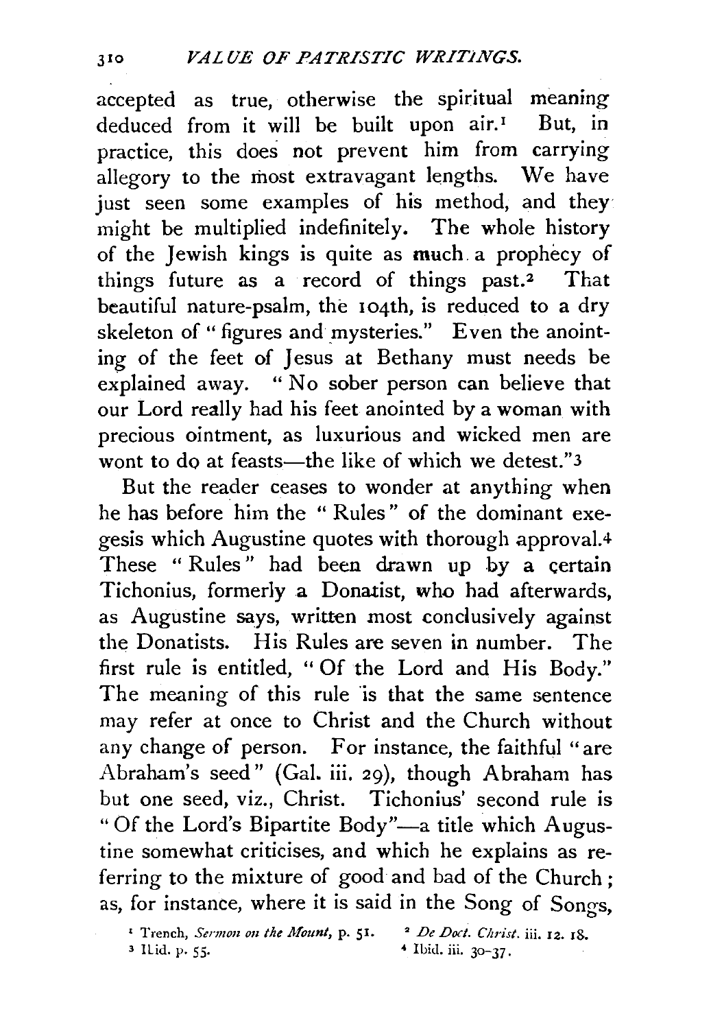accepted as true, otherwise the spiritual meaning deduced from it will be built upon air.[1] But, in practice, this does not prevent him from carrying allegory to the most extravagant lengths. We have just seen some examples of his method, and they might be multiplied indefinitely. The whole history of the Jewish kings is quite as much a prophecy of things future as a record of things past.[2] That beautiful nature-psalm, the 104th, is reduced to a dry skeleton of "figures and mysteries." Even the anointing of the feet of Jesus at Bethany must needs be explained away. "No sober person can believe that our Lord really had his feet anointed by a woman with precious ointment, as luxurious and wicked men are wont to do at feasts—the like of which we detest."[3]

But the reader ceases to wonder at anything when he has before him the "Rules" of the dominant exegesis which Augustine quotes with thorough approval.[4] These "Rules" had been drawn up by a certain Tichonius, formerly a Donatist, who had afterwards, as Augustine says, written most conclusively against the Donatists. His Rules are seven in number. The first rule is entitled, "Of the Lord and His Body." The meaning of this rule is that the same sentence may refer at once to Christ and the Church without any change of person. For instance, the faithful "are Abraham's seed" (Gal. iii. 29), though Abraham has but one seed, viz., Christ. Tichonius' second rule is "Of the Lord's Bipartite Body"—a title which Augustine somewhat criticises, and which he explains as referring to the mixture of good and bad of the Church; as, for instance, where it is said in the Song of Songs,

[1] Trench, *Sermon on the Mount*, p. 51.
[2] *De Doct. Christ.* iii. 12. 18.
[3] Ibid. p. 55.
[4] Ibid. iii. 30–37.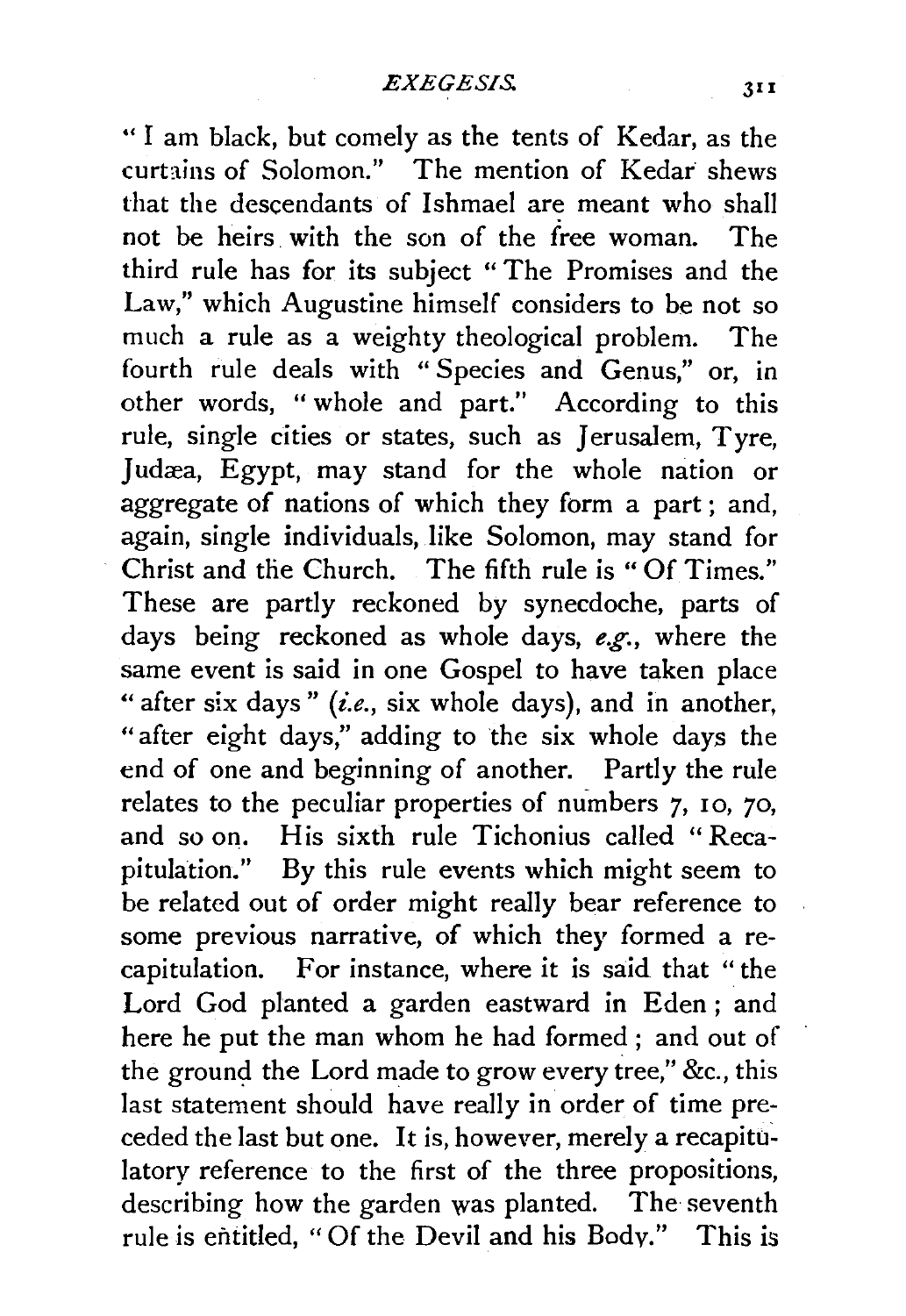"I am black, but comely as the tents of Kedar, as the curtains of Solomon." The mention of Kedar shews that the descendants of Ishmael are meant who shall not be heirs with the son of the free woman. The third rule has for its subject "The Promises and the Law," which Augustine himself considers to be not so much a rule as a weighty theological problem. The fourth rule deals with "Species and Genus," or, in other words, "whole and part." According to this rule, single cities or states, such as Jerusalem, Tyre, Judæa, Egypt, may stand for the whole nation or aggregate of nations of which they form a part; and, again, single individuals, like Solomon, may stand for Christ and the Church. The fifth rule is "Of Times." These are partly reckoned by synecdoche, parts of days being reckoned as whole days, *e.g.*, where the same event is said in one Gospel to have taken place "after six days" (*i.e.*, six whole days), and in another, "after eight days," adding to the six whole days the end of one and beginning of another. Partly the rule relates to the peculiar properties of numbers 7, 10, 70, and so on. His sixth rule Tichonius called "Recapitulation." By this rule events which might seem to be related out of order might really bear reference to some previous narrative, of which they formed a recapitulation. For instance, where it is said that "the Lord God planted a garden eastward in Eden; and here he put the man whom he had formed; and out of the ground the Lord made to grow every tree," &c., this last statement should have really in order of time preceded the last but one. It is, however, merely a recapitulatory reference to the first of the three propositions, describing how the garden was planted. The seventh rule is entitled, "Of the Devil and his Body." This is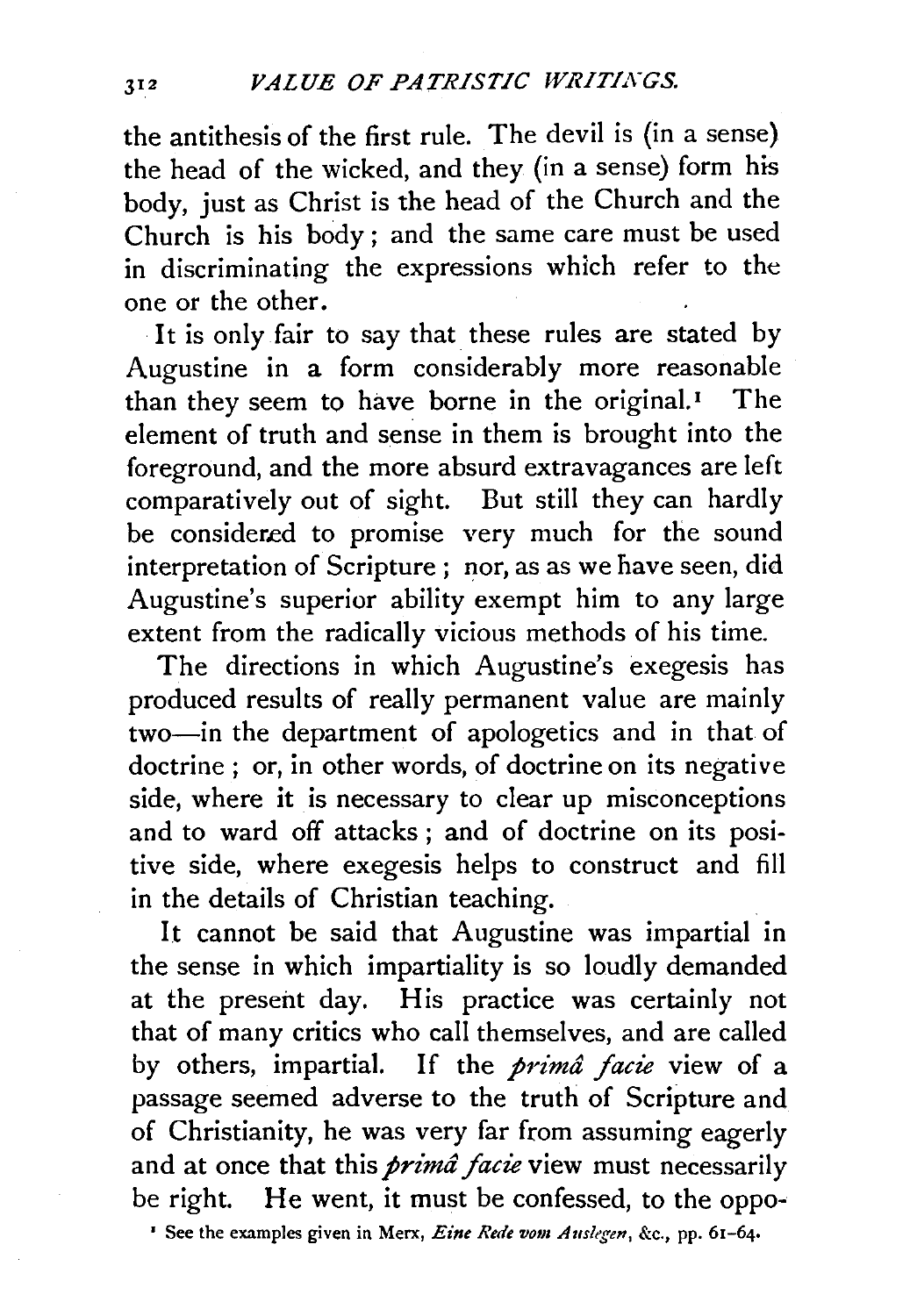the antithesis of the first rule. The devil is (in a sense) the head of the wicked, and they (in a sense) form his body, just as Christ is the head of the Church and the Church is his body; and the same care must be used in discriminating the expressions which refer to the one or the other.

It is only fair to say that these rules are stated by Augustine in a form considerably more reasonable than they seem to have borne in the original.[1] The element of truth and sense in them is brought into the foreground, and the more absurd extravagances are left comparatively out of sight. But still they can hardly be considered to promise very much for the sound interpretation of Scripture; nor, as as we have seen, did Augustine's superior ability exempt him to any large extent from the radically vicious methods of his time.

The directions in which Augustine's exegesis has produced results of really permanent value are mainly two—in the department of apologetics and in that of doctrine; or, in other words, of doctrine on its negative side, where it is necessary to clear up misconceptions and to ward off attacks; and of doctrine on its positive side, where exegesis helps to construct and fill in the details of Christian teaching.

It cannot be said that Augustine was impartial in the sense in which impartiality is so loudly demanded at the present day. His practice was certainly not that of many critics who call themselves, and are called by others, impartial. If the *primâ facie* view of a passage seemed adverse to the truth of Scripture and of Christianity, he was very far from assuming eagerly and at once that this *primâ facie* view must necessarily be right. He went, it must be confessed, to the oppo-

[1] See the examples given in Merx, *Eine Rede vom Auslegen*, &c., pp. 61–64.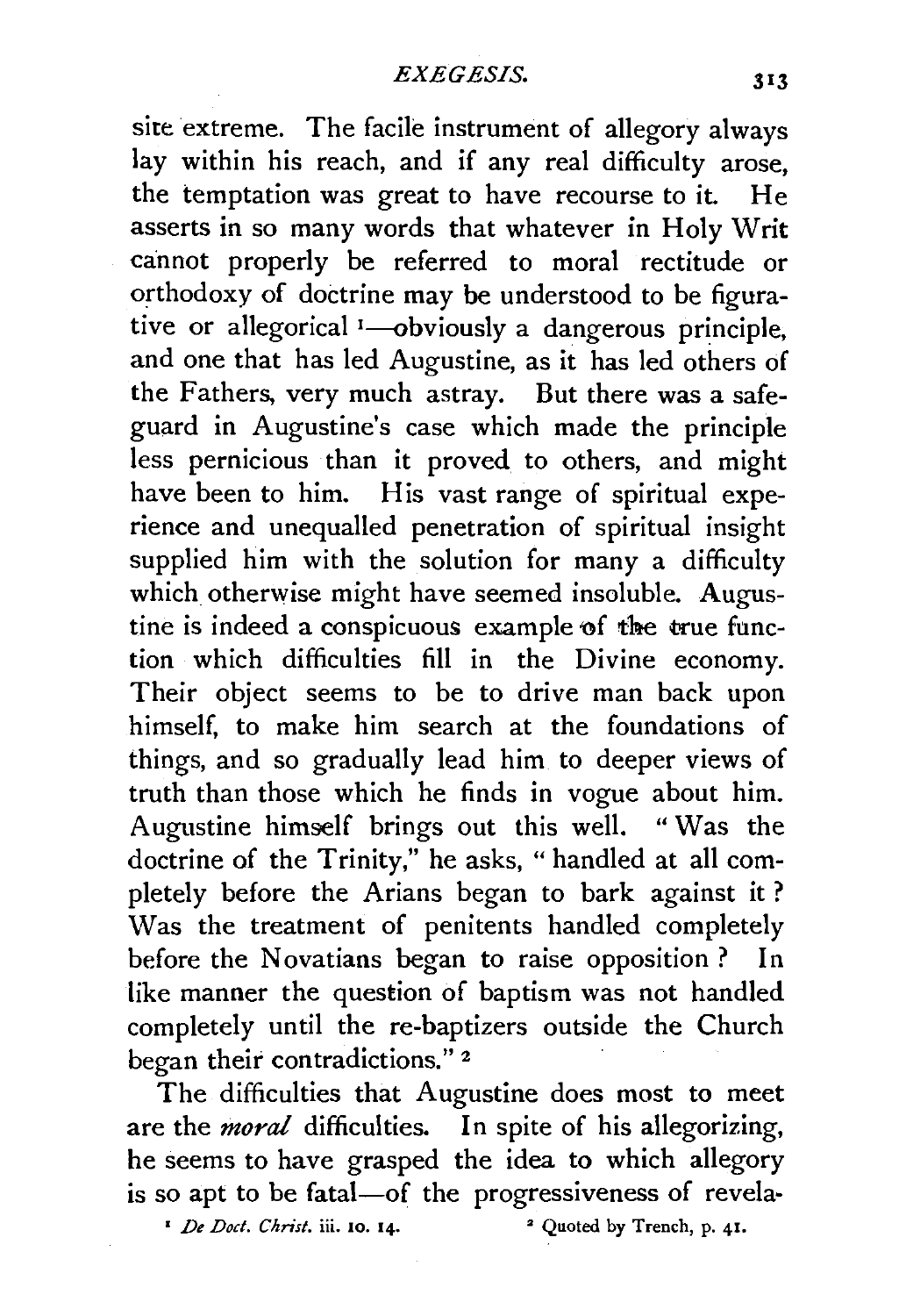site extreme. The facile instrument of allegory always lay within his reach, and if any real difficulty arose, the temptation was great to have recourse to it. He asserts in so many words that whatever in Holy Writ cannot properly be referred to moral rectitude or orthodoxy of doctrine may be understood to be figurative or allegorical [1]—obviously a dangerous principle, and one that has led Augustine, as it has led others of the Fathers, very much astray. But there was a safeguard in Augustine's case which made the principle less pernicious than it proved to others, and might have been to him. His vast range of spiritual experience and unequalled penetration of spiritual insight supplied him with the solution for many a difficulty which otherwise might have seemed insoluble. Augustine is indeed a conspicuous example of the true function which difficulties fill in the Divine economy. Their object seems to be to drive man back upon himself, to make him search at the foundations of things, and so gradually lead him to deeper views of truth than those which he finds in vogue about him. Augustine himself brings out this well. "Was the doctrine of the Trinity," he asks, "handled at all completely before the Arians began to bark against it? Was the treatment of penitents handled completely before the Novatians began to raise opposition? In like manner the question of baptism was not handled completely until the re-baptizers outside the Church began their contradictions." [2]

The difficulties that Augustine does most to meet are the *moral* difficulties. In spite of his allegorizing, he seems to have grasped the idea to which allegory is so apt to be fatal—of the progressiveness of revela-

[1] *De Doct. Christ.* iii. 10. 14.

[2] Quoted by Trench, p. 41.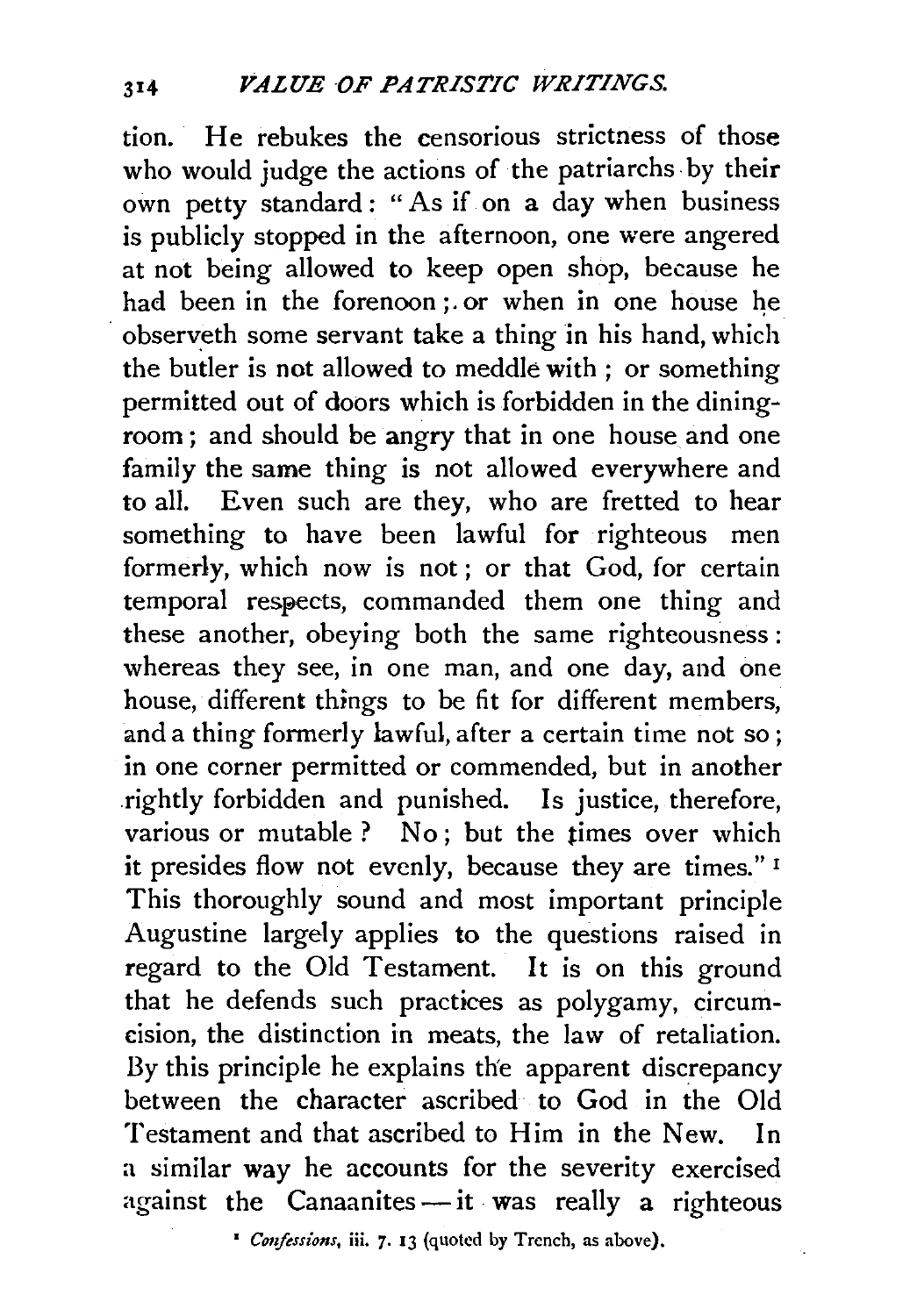tion. He rebukes the censorious strictness of those who would judge the actions of the patriarchs by their own petty standard: "As if on a day when business is publicly stopped in the afternoon, one were angered at not being allowed to keep open shop, because he had been in the forenoon; or when in one house he observeth some servant take a thing in his hand, which the butler is not allowed to meddle with; or something permitted out of doors which is forbidden in the dining-room; and should be angry that in one house and one family the same thing is not allowed everywhere and to all. Even such are they, who are fretted to hear something to have been lawful for righteous men formerly, which now is not; or that God, for certain temporal respects, commanded them one thing and these another, obeying both the same righteousness: whereas they see, in one man, and one day, and one house, different things to be fit for different members, and a thing formerly lawful, after a certain time not so; in one corner permitted or commended, but in another rightly forbidden and punished. Is justice, therefore, various or mutable? No; but the times over which it presides flow not evenly, because they are times."[1] This thoroughly sound and most important principle Augustine largely applies to the questions raised in regard to the Old Testament. It is on this ground that he defends such practices as polygamy, circumcision, the distinction in meats, the law of retaliation. By this principle he explains the apparent discrepancy between the character ascribed to God in the Old Testament and that ascribed to Him in the New. In a similar way he accounts for the severity exercised against the Canaanites—it was really a righteous

[1] *Confessions*, iii. 7. 13 (quoted by Trench, as above).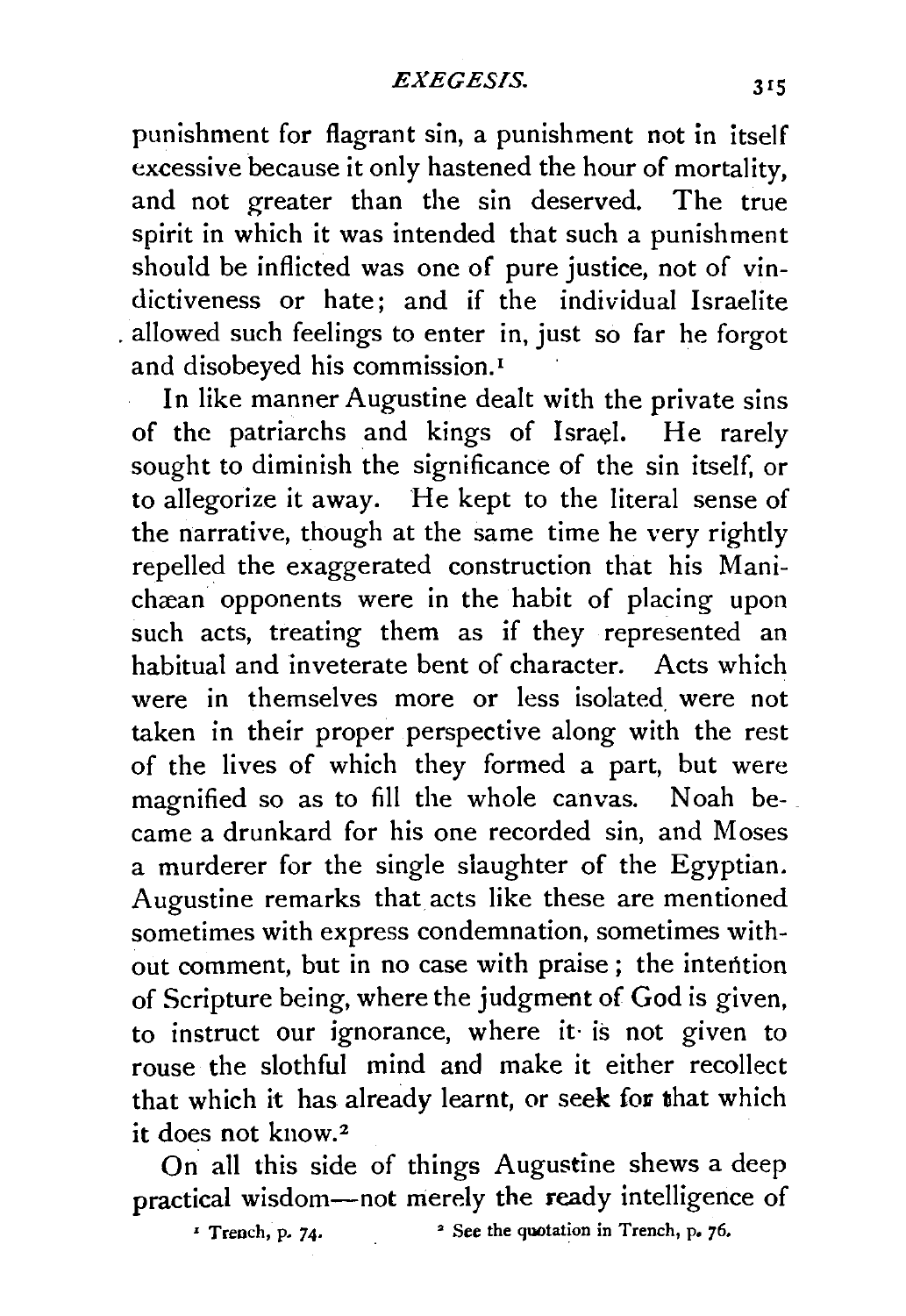punishment for flagrant sin, a punishment not in itself excessive because it only hastened the hour of mortality, and not greater than the sin deserved. The true spirit in which it was intended that such a punishment should be inflicted was one of pure justice, not of vindictiveness or hate; and if the individual Israelite allowed such feelings to enter in, just so far he forgot and disobeyed his commission.[1]

In like manner Augustine dealt with the private sins of the patriarchs and kings of Israel. He rarely sought to diminish the significance of the sin itself, or to allegorize it away. He kept to the literal sense of the narrative, though at the same time he very rightly repelled the exaggerated construction that his Manichæan opponents were in the habit of placing upon such acts, treating them as if they represented an habitual and inveterate bent of character. Acts which were in themselves more or less isolated were not taken in their proper perspective along with the rest of the lives of which they formed a part, but were magnified so as to fill the whole canvas. Noah became a drunkard for his one recorded sin, and Moses a murderer for the single slaughter of the Egyptian. Augustine remarks that acts like these are mentioned sometimes with express condemnation, sometimes without comment, but in no case with praise; the intention of Scripture being, where the judgment of God is given, to instruct our ignorance, where it is not given to rouse the slothful mind and make it either recollect that which it has already learnt, or seek for that which it does not know.[2]

On all this side of things Augustine shews a deep practical wisdom—not merely the ready intelligence of

[1] Trench, p. 74.

[2] See the quotation in Trench, p. 76.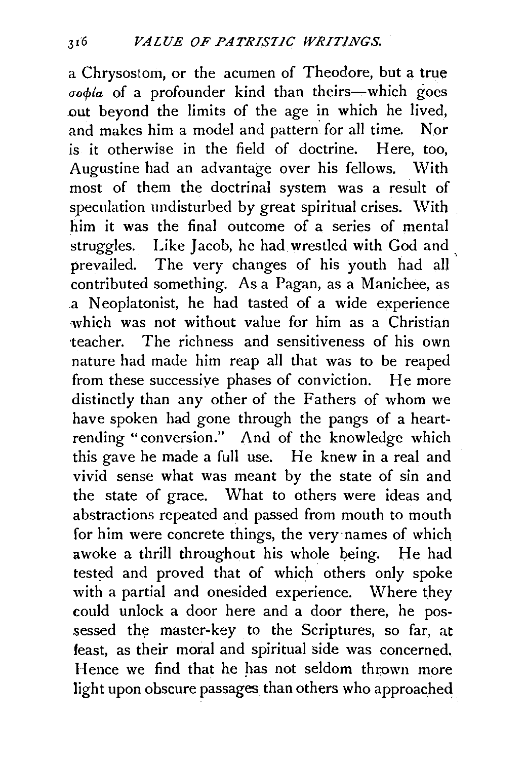a Chrysostom, or the acumen of Theodore, but a true σοφία of a profounder kind than theirs—which goes out beyond the limits of the age in which he lived, and makes him a model and pattern for all time. Nor is it otherwise in the field of doctrine. Here, too, Augustine had an advantage over his fellows. With most of them the doctrinal system was a result of speculation undisturbed by great spiritual crises. With him it was the final outcome of a series of mental struggles. Like Jacob, he had wrestled with God and prevailed. The very changes of his youth had all contributed something. As a Pagan, as a Manichee, as a Neoplatonist, he had tasted of a wide experience which was not without value for him as a Christian teacher. The richness and sensitiveness of his own nature had made him reap all that was to be reaped from these successive phases of conviction. He more distinctly than any other of the Fathers of whom we have spoken had gone through the pangs of a heart-rending "conversion." And of the knowledge which this gave he made a full use. He knew in a real and vivid sense what was meant by the state of sin and the state of grace. What to others were ideas and abstractions repeated and passed from mouth to mouth for him were concrete things, the very names of which awoke a thrill throughout his whole being. He had tested and proved that of which others only spoke with a partial and onesided experience. Where they could unlock a door here and a door there, he possessed the master-key to the Scriptures, so far, at least, as their moral and spiritual side was concerned. Hence we find that he has not seldom thrown more light upon obscure passages than others who approached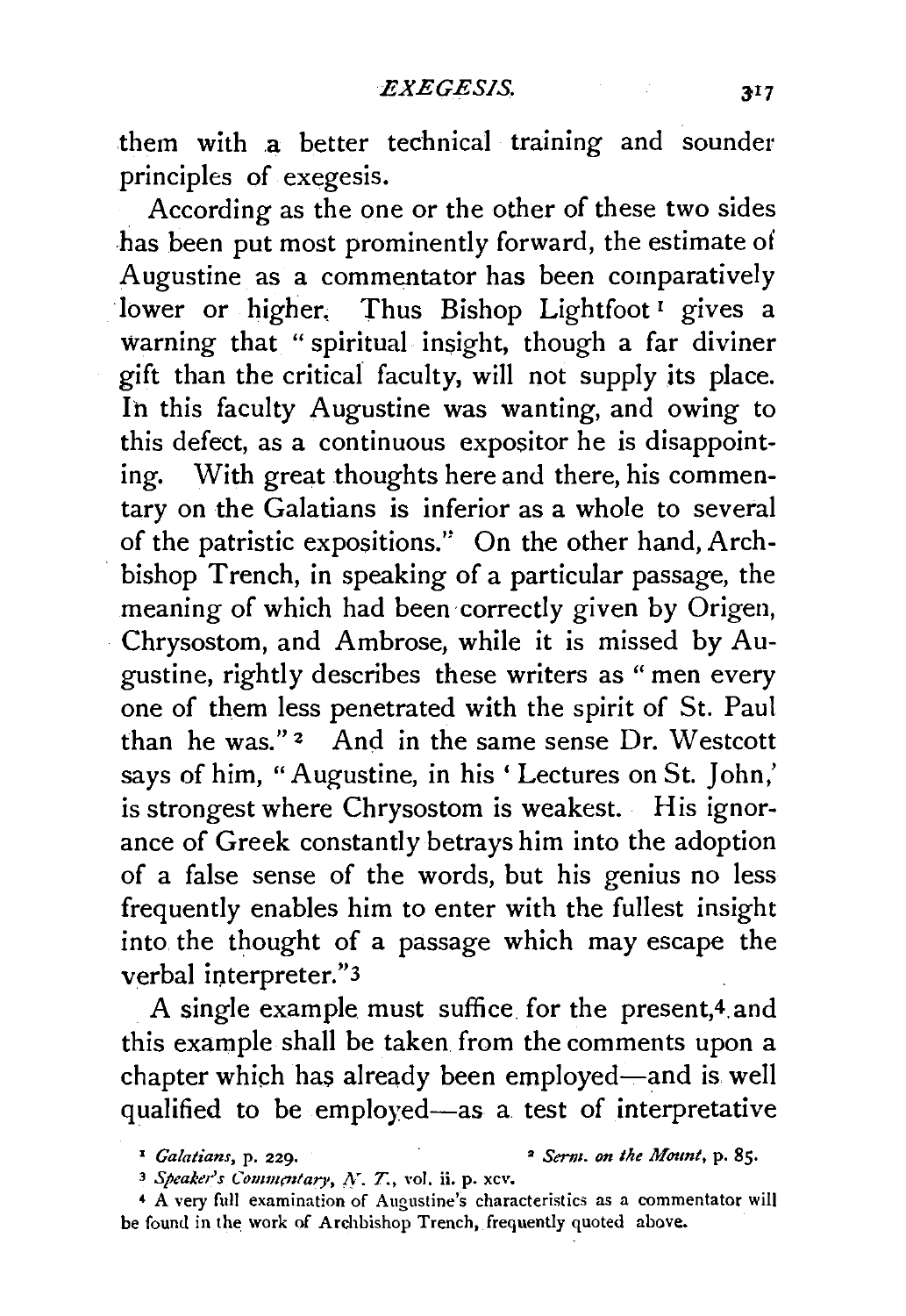them with a better technical training and sounder principles of exegesis.

According as the one or the other of these two sides has been put most prominently forward, the estimate of Augustine as a commentator has been comparatively lower or higher. Thus Bishop Lightfoot[1] gives a warning that "spiritual insight, though a far diviner gift than the critical faculty, will not supply its place. In this faculty Augustine was wanting, and owing to this defect, as a continuous expositor he is disappointing. With great thoughts here and there, his commentary on the Galatians is inferior as a whole to several of the patristic expositions." On the other hand, Archbishop Trench, in speaking of a particular passage, the meaning of which had been correctly given by Origen, Chrysostom, and Ambrose, while it is missed by Augustine, rightly describes these writers as "men every one of them less penetrated with the spirit of St. Paul than he was."[2] And in the same sense Dr. Westcott says of him, "Augustine, in his 'Lectures on St. John,' is strongest where Chrysostom is weakest. His ignorance of Greek constantly betrays him into the adoption of a false sense of the words, but his genius no less frequently enables him to enter with the fullest insight into the thought of a passage which may escape the verbal interpreter."[3]

A single example must suffice for the present,[4] and this example shall be taken from the comments upon a chapter which has already been employed—and is well qualified to be employed—as a test of interpretative

[1] *Galatians*, p. 229.

[2] *Serm. on the Mount*, p. 85.

[3] *Speaker's Commentary*, *N. T.*, vol. ii. p. xcv.

[4] A very full examination of Augustine's characteristics as a commentator will be found in the work of Archbishop Trench, frequently quoted above.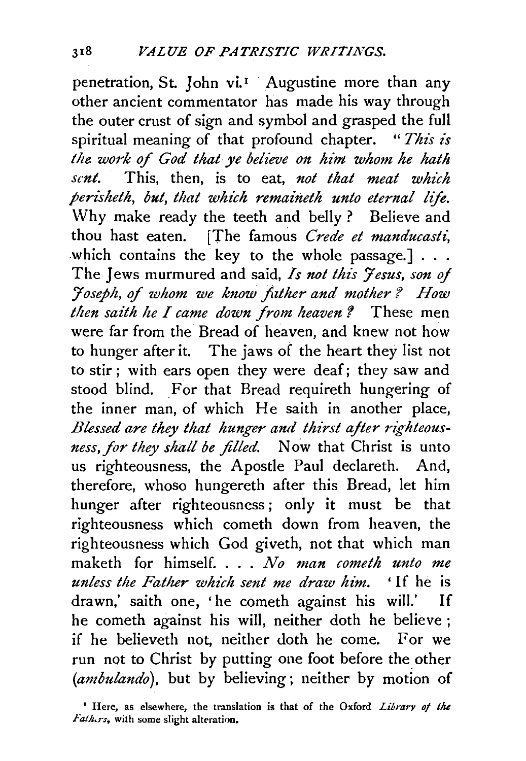penetration, St. John vi.[1] Augustine more than any other ancient commentator has made his way through the outer crust of sign and symbol and grasped the full spiritual meaning of that profound chapter. "*This is the work of God that ye believe on him whom he hath sent.* This, then, is to eat, *not that meat which perisheth, but, that which remaineth unto eternal life.* Why make ready the teeth and belly? Believe and thou hast eaten. [The famous *Crede et manducasti,* which contains the key to the whole passage.] . . . The Jews murmured and said, *Is not this Jesus, son of Joseph, of whom we know father and mother? How then saith he I came down from heaven?* These men were far from the Bread of heaven, and knew not how to hunger after it. The jaws of the heart they list not to stir; with ears open they were deaf; they saw and stood blind. For that Bread requireth hungering of the inner man, of which He saith in another place, *Blessed are they that hunger and thirst after righteousness, for they shall be filled.* Now that Christ is unto us righteousness, the Apostle Paul declareth. And, therefore, whoso hungereth after this Bread, let him hunger after righteousness; only it must be that righteousness which cometh down from heaven, the righteousness which God giveth, not that which man maketh for himself. . . . *No man cometh unto me unless the Father which sent me draw him.* 'If he is drawn,' saith one, 'he cometh against his will.' If he cometh against his will, neither doth he believe; if he believeth not, neither doth he come. For we run not to Christ by putting one foot before the other (*ambulando*), but by believing; neither by motion of

[1] Here, as elsewhere, the translation is that of the Oxford *Library of the Fathers*, with some slight alteration.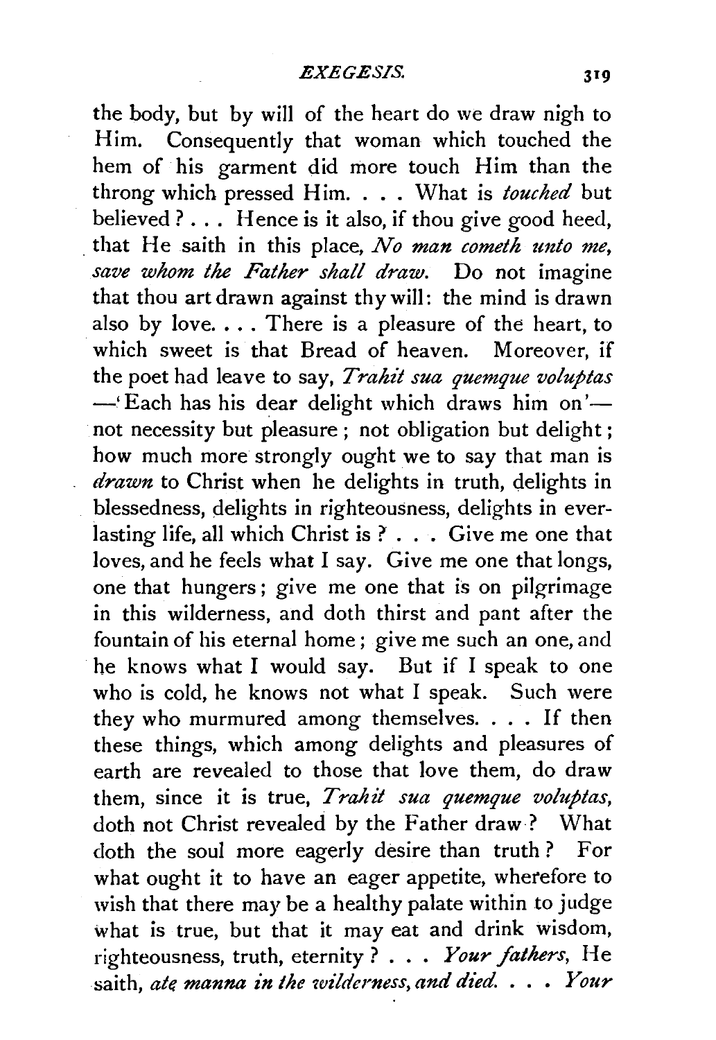the body, but by will of the heart do we draw nigh to Him. Consequently that woman which touched the hem of his garment did more touch Him than the throng which pressed Him. . . . What is *touched* but believed? . . . Hence is it also, if thou give good heed, that He saith in this place, *No man cometh unto me, save whom the Father shall draw.* Do not imagine that thou art drawn against thy will: the mind is drawn also by love. . . . There is a pleasure of the heart, to which sweet is that Bread of heaven. Moreover, if the poet had leave to say, *Trahit sua quemque voluptas* —'Each has his dear delight which draws him on'— not necessity but pleasure; not obligation but delight; how much more strongly ought we to say that man is *drawn* to Christ when he delights in truth, delights in blessedness, delights in righteousness, delights in everlasting life, all which Christ is? . . . Give me one that loves, and he feels what I say. Give me one that longs, one that hungers; give me one that is on pilgrimage in this wilderness, and doth thirst and pant after the fountain of his eternal home; give me such an one, and he knows what I would say. But if I speak to one who is cold, he knows not what I speak. Such were they who murmured among themselves. . . . If then these things, which among delights and pleasures of earth are revealed to those that love them, do draw them, since it is true, *Trahit sua quemque voluptas*, doth not Christ revealed by the Father draw? What doth the soul more eagerly desire than truth? For what ought it to have an eager appetite, wherefore to wish that there may be a healthy palate within to judge what is true, but that it may eat and drink wisdom, righteousness, truth, eternity? . . . *Your fathers*, He saith, *ate manna in the wilderness, and died.* . . . *Your*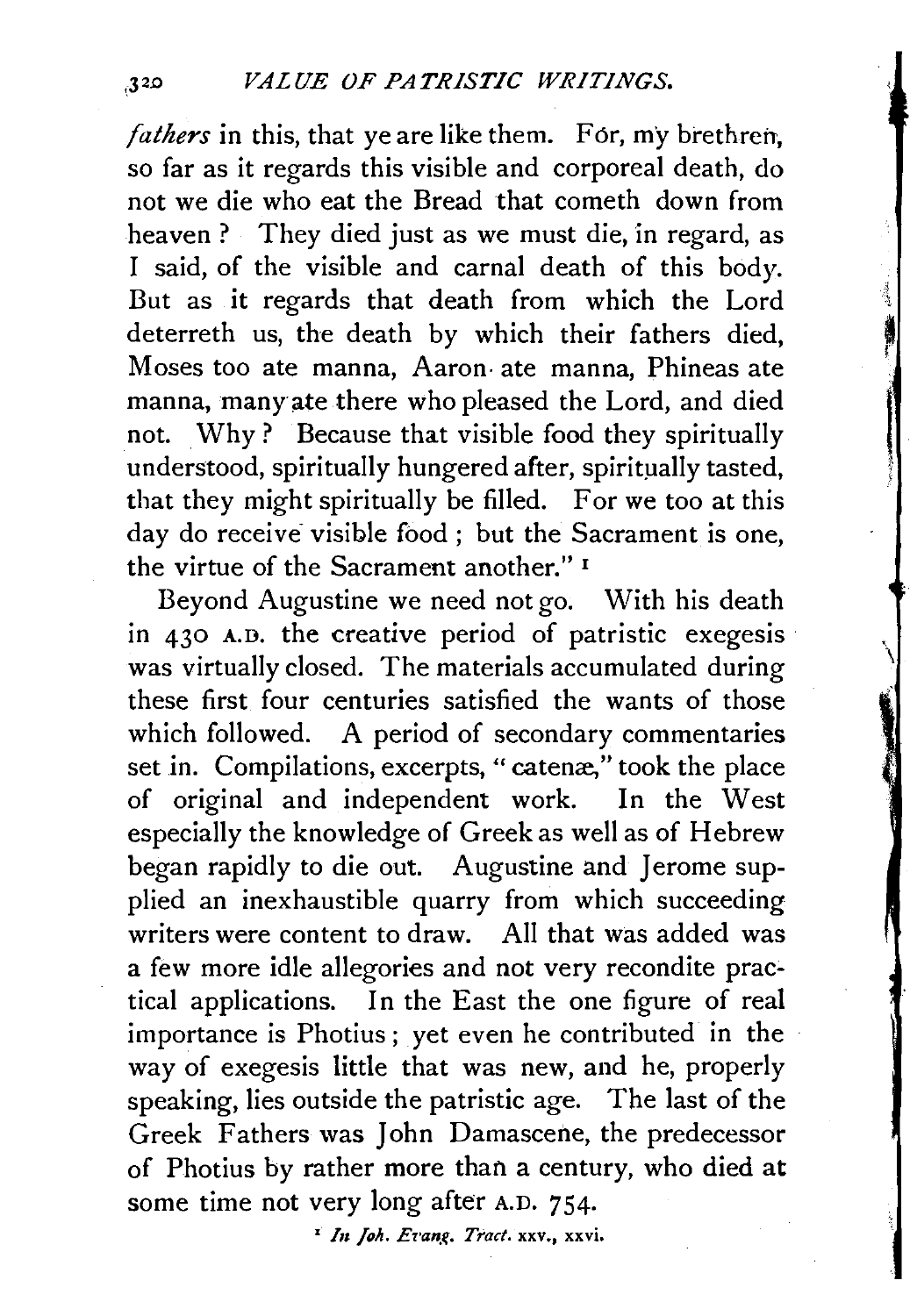*fathers* in this, that ye are like them. For, my brethren, so far as it regards this visible and corporeal death, do not we die who eat the Bread that cometh down from heaven? They died just as we must die, in regard, as I said, of the visible and carnal death of this body. But as it regards that death from which the Lord deterreth us, the death by which their fathers died, Moses too ate manna, Aaron ate manna, Phineas ate manna, many ate there who pleased the Lord, and died not. Why? Because that visible food they spiritually understood, spiritually hungered after, spiritually tasted, that they might spiritually be filled. For we too at this day do receive visible food; but the Sacrament is one, the virtue of the Sacrament another." [1]

Beyond Augustine we need not go. With his death in 430 A.D. the creative period of patristic exegesis was virtually closed. The materials accumulated during these first four centuries satisfied the wants of those which followed. A period of secondary commentaries set in. Compilations, excerpts, "catenæ," took the place of original and independent work. In the West especially the knowledge of Greek as well as of Hebrew began rapidly to die out. Augustine and Jerome supplied an inexhaustible quarry from which succeeding writers were content to draw. All that was added was a few more idle allegories and not very recondite practical applications. In the East the one figure of real importance is Photius; yet even he contributed in the way of exegesis little that was new, and he, properly speaking, lies outside the patristic age. The last of the Greek Fathers was John Damascene, the predecessor of Photius by rather more than a century, who died at some time not very long after A.D. 754.

[1] *In Joh. Evang. Tract.* xxv., xxvi.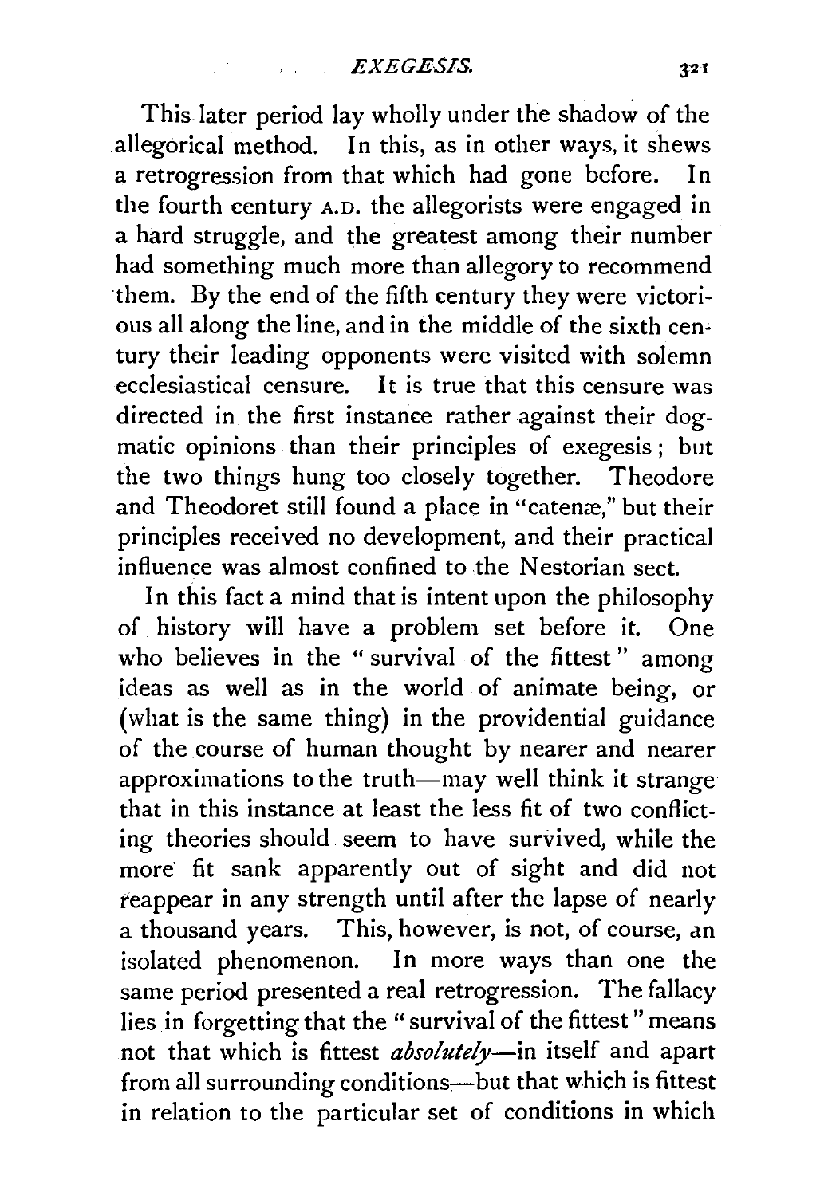This later period lay wholly under the shadow of the allegorical method. In this, as in other ways, it shews a retrogression from that which had gone before. In the fourth century A.D. the allegorists were engaged in a hard struggle, and the greatest among their number had something much more than allegory to recommend them. By the end of the fifth century they were victorious all along the line, and in the middle of the sixth century their leading opponents were visited with solemn ecclesiastical censure. It is true that this censure was directed in the first instance rather against their dogmatic opinions than their principles of exegesis; but the two things hung too closely together. Theodore and Theodoret still found a place in "catenæ," but their principles received no development, and their practical influence was almost confined to the Nestorian sect.

In this fact a mind that is intent upon the philosophy of history will have a problem set before it. One who believes in the "survival of the fittest" among ideas as well as in the world of animate being, or (what is the same thing) in the providential guidance of the course of human thought by nearer and nearer approximations to the truth—may well think it strange that in this instance at least the less fit of two conflicting theories should seem to have survived, while the more fit sank apparently out of sight and did not reappear in any strength until after the lapse of nearly a thousand years. This, however, is not, of course, an isolated phenomenon. In more ways than one the same period presented a real retrogression. The fallacy lies in forgetting that the "survival of the fittest" means not that which is fittest *absolutely*—in itself and apart from all surrounding conditions—but that which is fittest in relation to the particular set of conditions in which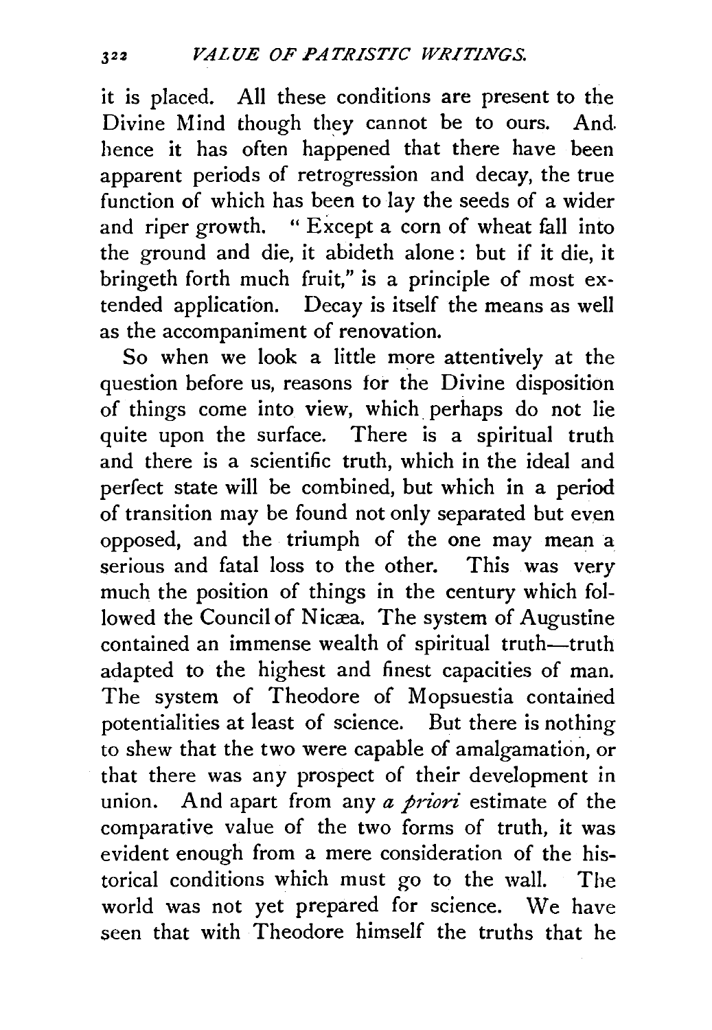it is placed. All these conditions are present to the Divine Mind though they cannot be to ours. And hence it has often happened that there have been apparent periods of retrogression and decay, the true function of which has been to lay the seeds of a wider and riper growth. "Except a corn of wheat fall into the ground and die, it abideth alone: but if it die, it bringeth forth much fruit," is a principle of most extended application. Decay is itself the means as well as the accompaniment of renovation.

So when we look a little more attentively at the question before us, reasons for the Divine disposition of things come into view, which perhaps do not lie quite upon the surface. There is a spiritual truth and there is a scientific truth, which in the ideal and perfect state will be combined, but which in a period of transition may be found not only separated but even opposed, and the triumph of the one may mean a serious and fatal loss to the other. This was very much the position of things in the century which followed the Council of Nicæa. The system of Augustine contained an immense wealth of spiritual truth—truth adapted to the highest and finest capacities of man. The system of Theodore of Mopsuestia contained potentialities at least of science. But there is nothing to shew that the two were capable of amalgamation, or that there was any prospect of their development in union. And apart from any *a priori* estimate of the comparative value of the two forms of truth, it was evident enough from a mere consideration of the historical conditions which must go to the wall. The world was not yet prepared for science. We have seen that with Theodore himself the truths that he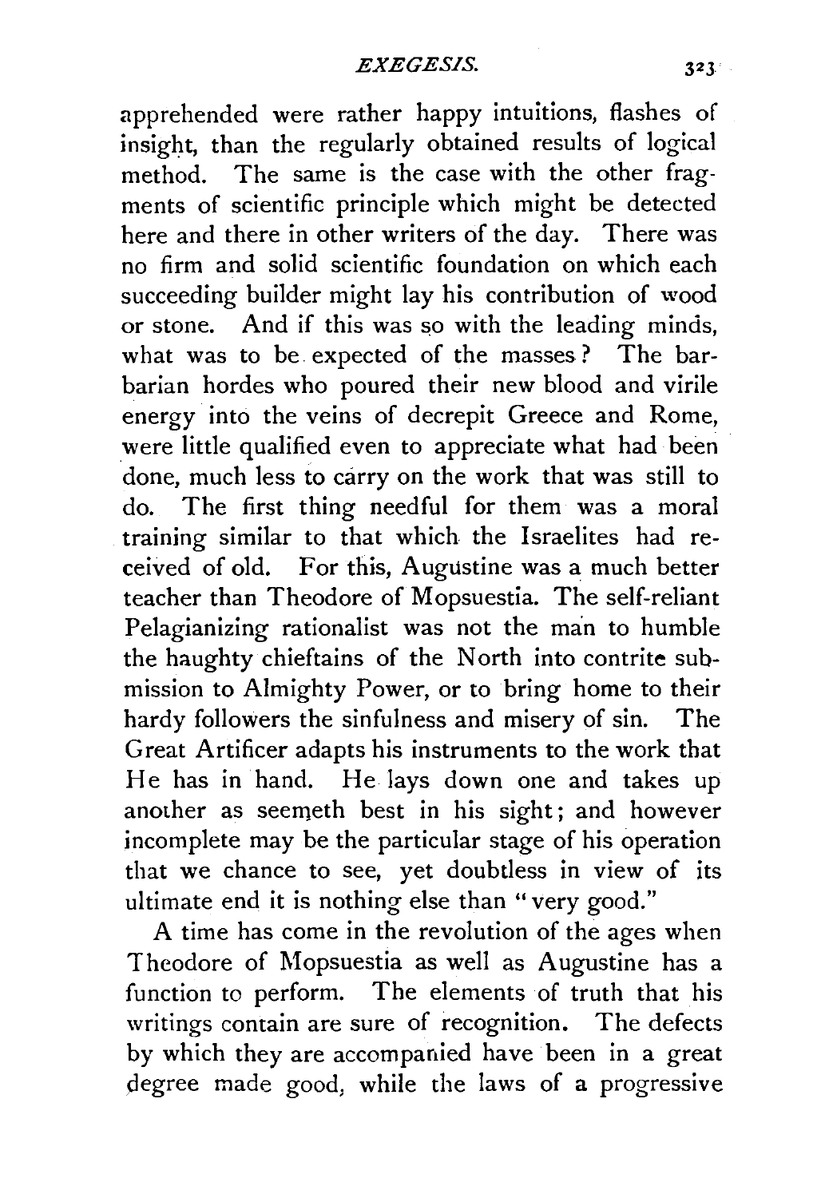apprehended were rather happy intuitions, flashes of insight, than the regularly obtained results of logical method. The same is the case with the other fragments of scientific principle which might be detected here and there in other writers of the day. There was no firm and solid scientific foundation on which each succeeding builder might lay his contribution of wood or stone. And if this was so with the leading minds, what was to be expected of the masses? The barbarian hordes who poured their new blood and virile energy into the veins of decrepit Greece and Rome, were little qualified even to appreciate what had been done, much less to carry on the work that was still to do. The first thing needful for them was a moral training similar to that which the Israelites had received of old. For this, Augustine was a much better teacher than Theodore of Mopsuestia. The self-reliant Pelagianizing rationalist was not the man to humble the haughty chieftains of the North into contrite submission to Almighty Power, or to bring home to their hardy followers the sinfulness and misery of sin. The Great Artificer adapts his instruments to the work that He has in hand. He lays down one and takes up another as seemeth best in his sight; and however incomplete may be the particular stage of his operation that we chance to see, yet doubtless in view of its ultimate end it is nothing else than "very good."

A time has come in the revolution of the ages when Theodore of Mopsuestia as well as Augustine has a function to perform. The elements of truth that his writings contain are sure of recognition. The defects by which they are accompanied have been in a great degree made good, while the laws of a progressive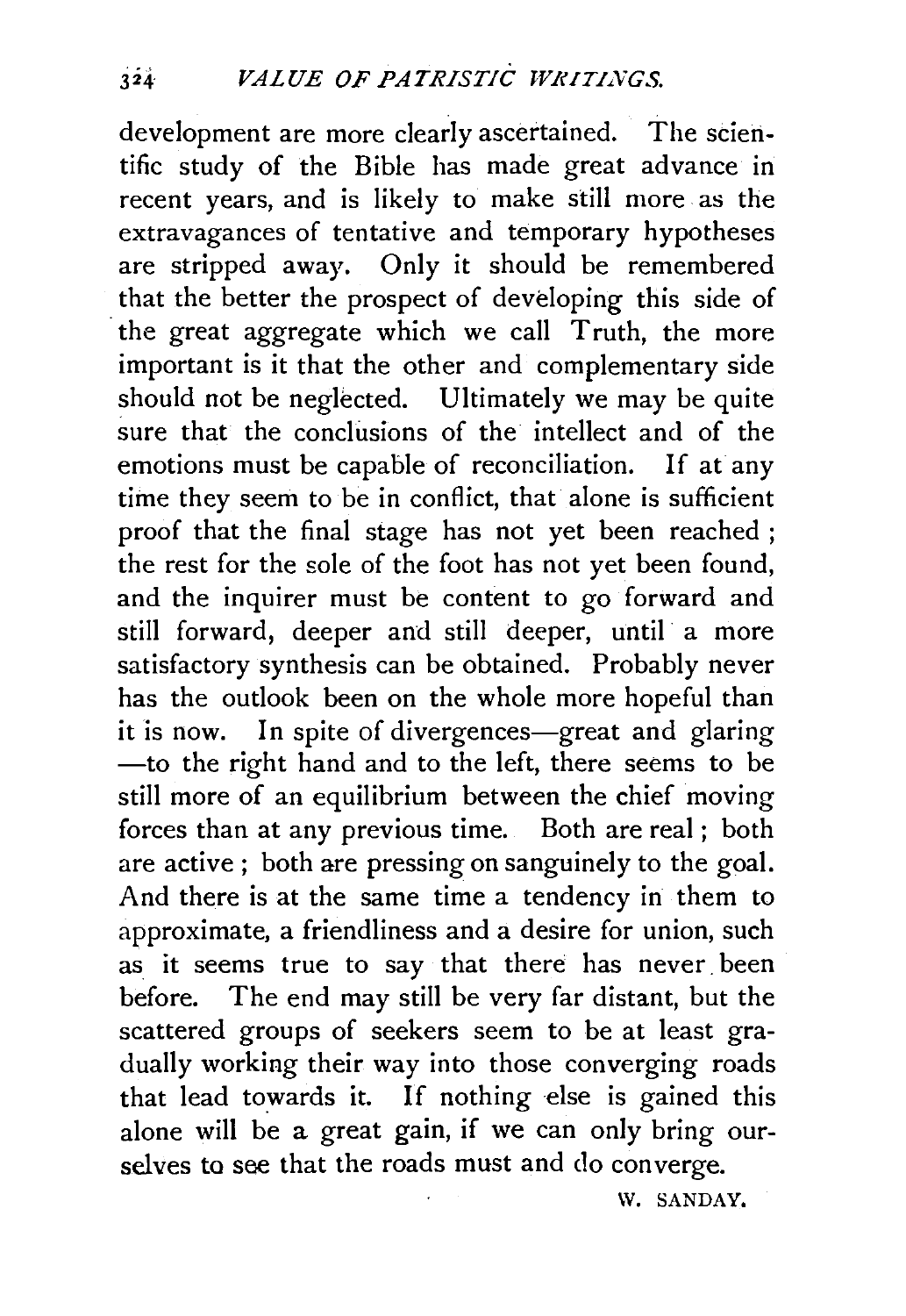development are more clearly ascertained. The scientific study of the Bible has made great advance in recent years, and is likely to make still more as the extravagances of tentative and temporary hypotheses are stripped away. Only it should be remembered that the better the prospect of developing this side of the great aggregate which we call Truth, the more important is it that the other and complementary side should not be neglected. Ultimately we may be quite sure that the conclusions of the intellect and of the emotions must be capable of reconciliation. If at any time they seem to be in conflict, that alone is sufficient proof that the final stage has not yet been reached; the rest for the sole of the foot has not yet been found, and the inquirer must be content to go forward and still forward, deeper and still deeper, until a more satisfactory synthesis can be obtained. Probably never has the outlook been on the whole more hopeful than it is now. In spite of divergences—great and glaring—to the right hand and to the left, there seems to be still more of an equilibrium between the chief moving forces than at any previous time. Both are real; both are active; both are pressing on sanguinely to the goal. And there is at the same time a tendency in them to approximate, a friendliness and a desire for union, such as it seems true to say that there has never been before. The end may still be very far distant, but the scattered groups of seekers seem to be at least gradually working their way into those converging roads that lead towards it. If nothing else is gained this alone will be a great gain, if we can only bring ourselves to see that the roads must and do converge.

W. SANDAY.